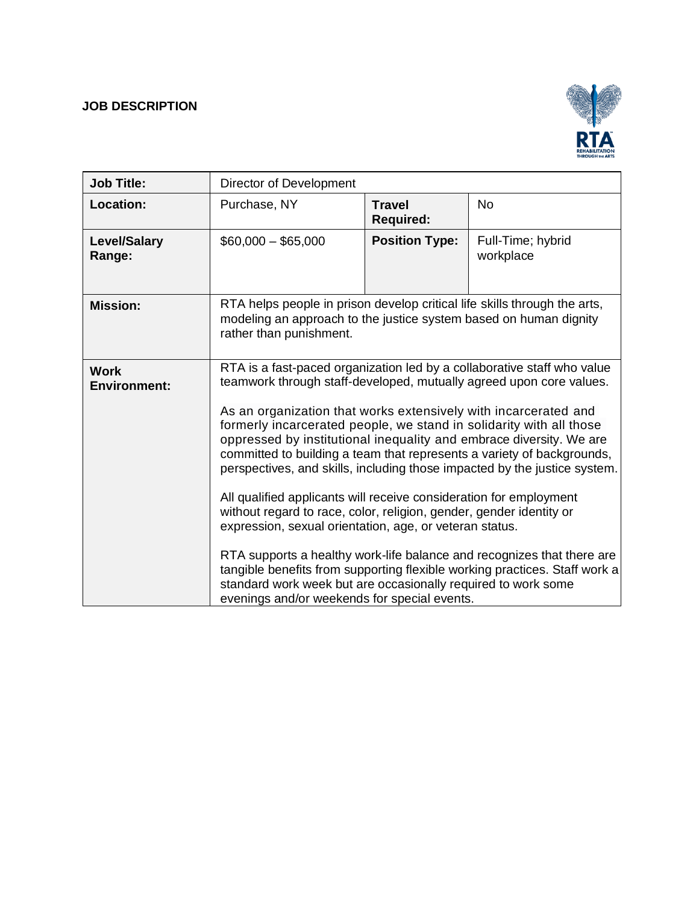**JOB DESCRIPTION**

| **Job Title:** | Director of Development | | |
|---|---|---|---|
| **Location:** | Purchase, NY | **Travel Required:** | No |
| **Level/Salary Range:** | $60,000 – $65,000 | **Position Type:** | Full-Time; hybrid workplace |
| **Mission:** | RTA helps people in prison develop critical life skills through the arts, modeling an approach to the justice system based on human dignity rather than punishment. | | |
| **Work Environment:** | RTA is a fast-paced organization led by a collaborative staff who value teamwork through staff-developed, mutually agreed upon core values.<br><br>As an organization that works extensively with incarcerated and formerly incarcerated people, we stand in solidarity with all those oppressed by institutional inequality and embrace diversity. We are committed to building a team that represents a variety of backgrounds, perspectives, and skills, including those impacted by the justice system.<br><br>All qualified applicants will receive consideration for employment without regard to race, color, religion, gender, gender identity or expression, sexual orientation, age, or veteran status.<br><br>RTA supports a healthy work-life balance and recognizes that there are tangible benefits from supporting flexible working practices. Staff work a standard work week but are occasionally required to work some evenings and/or weekends for special events. | | |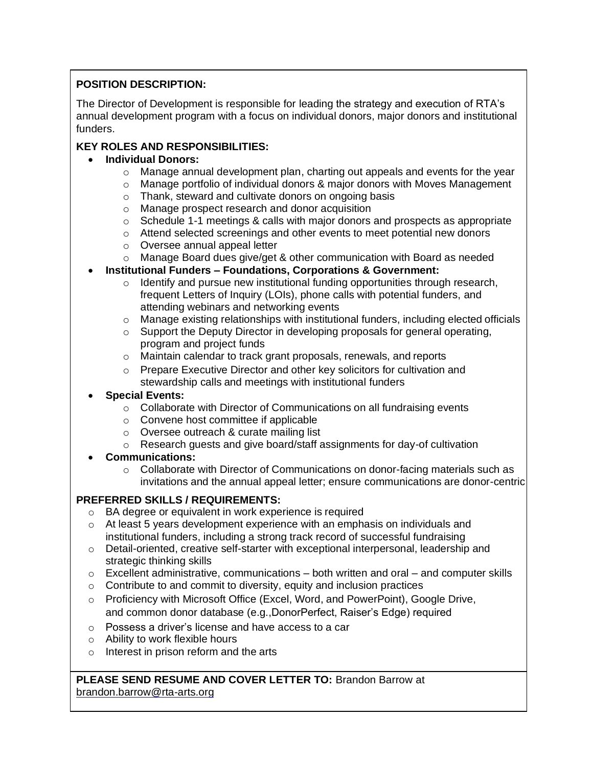**POSITION DESCRIPTION:**

The Director of Development is responsible for leading the strategy and execution of RTA's annual development program with a focus on individual donors, major donors and institutional funders.

**KEY ROLES AND RESPONSIBILITIES:**

- **Individual Donors:**
  - Manage annual development plan, charting out appeals and events for the year
  - Manage portfolio of individual donors & major donors with Moves Management
  - Thank, steward and cultivate donors on ongoing basis
  - Manage prospect research and donor acquisition
  - Schedule 1-1 meetings & calls with major donors and prospects as appropriate
  - Attend selected screenings and other events to meet potential new donors
  - Oversee annual appeal letter
  - Manage Board dues give/get & other communication with Board as needed
- **Institutional Funders – Foundations, Corporations & Government:**
  - Identify and pursue new institutional funding opportunities through research, frequent Letters of Inquiry (LOIs), phone calls with potential funders, and attending webinars and networking events
  - Manage existing relationships with institutional funders, including elected officials
  - Support the Deputy Director in developing proposals for general operating, program and project funds
  - Maintain calendar to track grant proposals, renewals, and reports
  - Prepare Executive Director and other key solicitors for cultivation and stewardship calls and meetings with institutional funders
- **Special Events:**
  - Collaborate with Director of Communications on all fundraising events
  - Convene host committee if applicable
  - Oversee outreach & curate mailing list
  - Research guests and give board/staff assignments for day-of cultivation
- **Communications:**
  - Collaborate with Director of Communications on donor-facing materials such as invitations and the annual appeal letter; ensure communications are donor-centric

**PREFERRED SKILLS / REQUIREMENTS:**

- BA degree or equivalent in work experience is required
- At least 5 years development experience with an emphasis on individuals and institutional funders, including a strong track record of successful fundraising
- Detail-oriented, creative self-starter with exceptional interpersonal, leadership and strategic thinking skills
- Excellent administrative, communications – both written and oral – and computer skills
- Contribute to and commit to diversity, equity and inclusion practices
- Proficiency with Microsoft Office (Excel, Word, and PowerPoint), Google Drive, and common donor database (e.g.,DonorPerfect, Raiser's Edge) required
- Possess a driver's license and have access to a car
- Ability to work flexible hours
- Interest in prison reform and the arts

**PLEASE SEND RESUME AND COVER LETTER TO:** Brandon Barrow at brandon.barrow@rta-arts.org